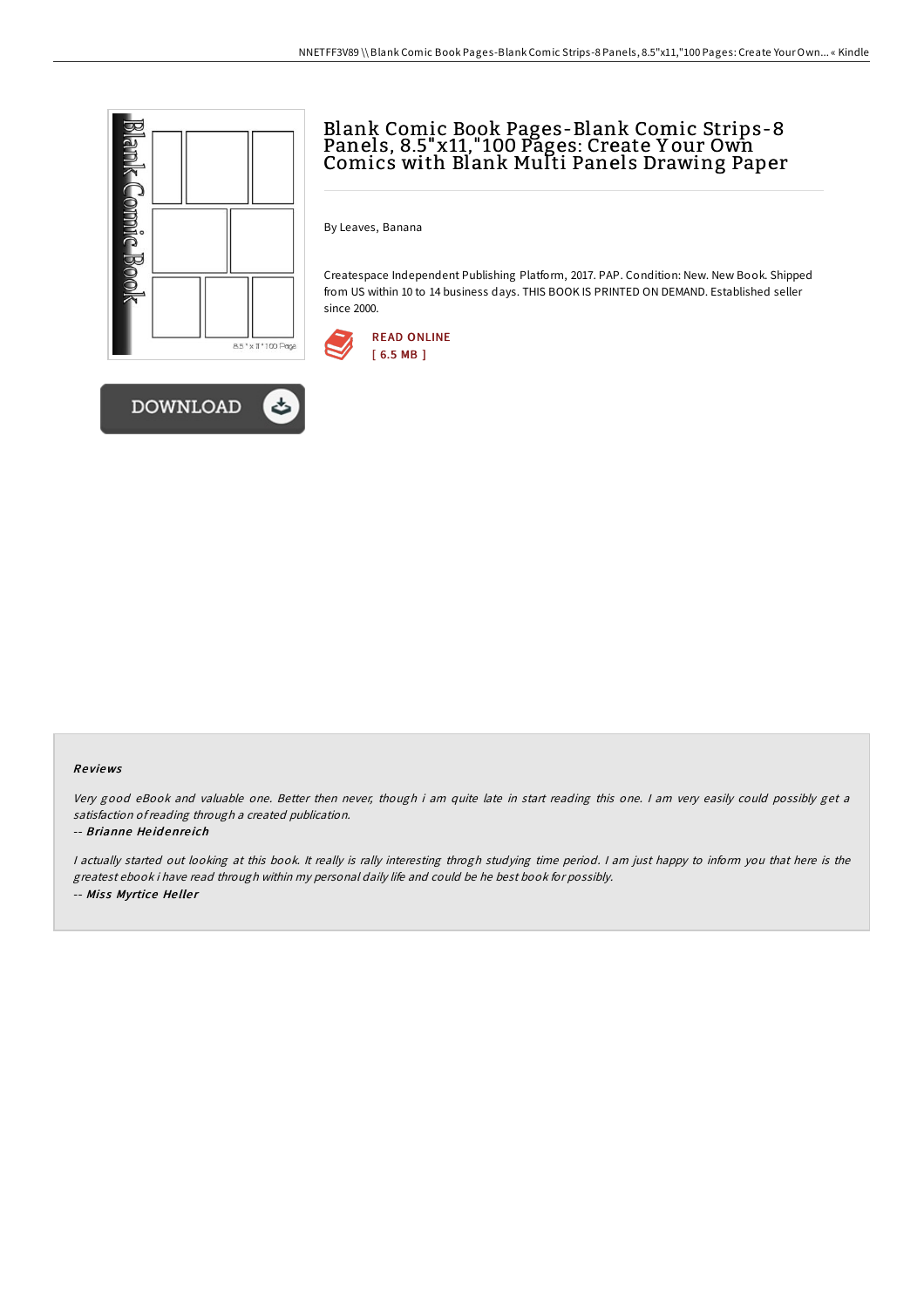# Blank Comic Book Pages-Blank Comic Strips-8 Panels, 8.5"x11,"100 Pages: Create Your Own Comics with Blank Multi Panels Drawing Paper

By Leaves, Banana

Createspace Independent Publishing Platform, 2017. PAP. Condition: New. New Book. Shipped from US within 10 to 14 business days. THIS BOOK IS PRINTED ON DEMAND. Established seller since 2000.

READ ONLINE
[ 6.5 MB ]

DOWNLOAD

### Reviews

*Very good eBook and valuable one. Better then never, though i am quite late in start reading this one. I am very easily could possibly get a satisfaction of reading through a created publication.*

-- ***Brianne Heidenreich***

*I actually started out looking at this book. It really is rally interesting throgh studying time period. I am just happy to inform you that here is the greatest ebook i have read through within my personal daily life and could be he best book for possibly.*

-- ***Miss Myrtice Heller***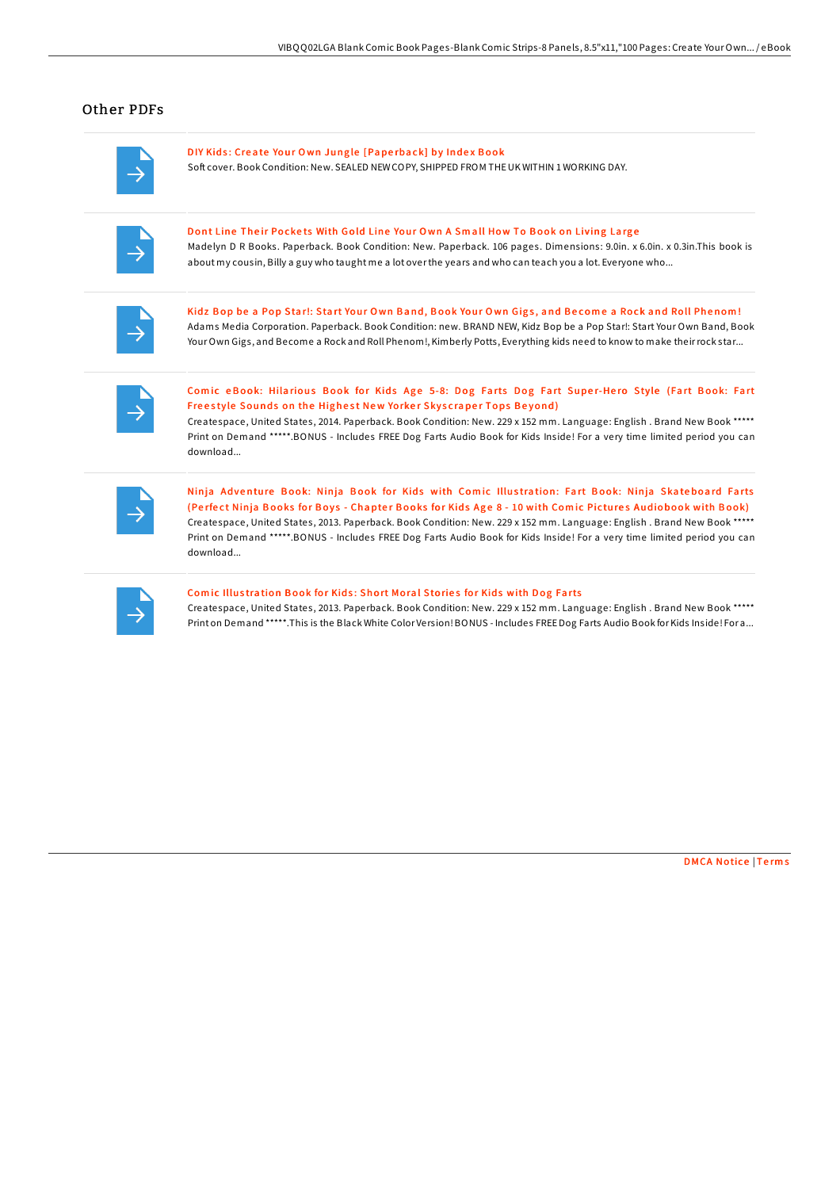## Other PDFs

**DIY Kids: Create Your Own Jungle [Paperback] by Index Book**
Soft cover. Book Condition: New. SEALED NEW COPY, SHIPPED FROM THE UK WITHIN 1 WORKING DAY.

**Dont Line Their Pockets With Gold Line Your Own A Small How To Book on Living Large**
Madelyn D R Books. Paperback. Book Condition: New. Paperback. 106 pages. Dimensions: 9.0in. x 6.0in. x 0.3in.This book is about my cousin, Billy a guy who taught me a lot over the years and who can teach you a lot. Everyone who...

**Kidz Bop be a Pop Star!: Start Your Own Band, Book Your Own Gigs, and Become a Rock and Roll Phenom!**
Adams Media Corporation. Paperback. Book Condition: new. BRAND NEW, Kidz Bop be a Pop Star!: Start Your Own Band, Book Your Own Gigs, and Become a Rock and Roll Phenom!, Kimberly Potts, Everything kids need to know to make their rock star...

**Comic eBook: Hilarious Book for Kids Age 5-8: Dog Farts Dog Fart Super-Hero Style (Fart Book: Fart Freestyle Sounds on the Highest New Yorker Skyscraper Tops Beyond)**
Createspace, United States, 2014. Paperback. Book Condition: New. 229 x 152 mm. Language: English . Brand New Book ***** Print on Demand *****.BONUS - Includes FREE Dog Farts Audio Book for Kids Inside! For a very time limited period you can download...

**Ninja Adventure Book: Ninja Book for Kids with Comic Illustration: Fart Book: Ninja Skateboard Farts (Perfect Ninja Books for Boys - Chapter Books for Kids Age 8 - 10 with Comic Pictures Audiobook with Book)**
Createspace, United States, 2013. Paperback. Book Condition: New. 229 x 152 mm. Language: English . Brand New Book ***** Print on Demand *****.BONUS - Includes FREE Dog Farts Audio Book for Kids Inside! For a very time limited period you can download...

**Comic Illustration Book for Kids: Short Moral Stories for Kids with Dog Farts**
Createspace, United States, 2013. Paperback. Book Condition: New. 229 x 152 mm. Language: English . Brand New Book ***** Print on Demand *****.This is the Black White Color Version! BONUS - Includes FREE Dog Farts Audio Book for Kids Inside! For a...

DMCA Notice | Terms